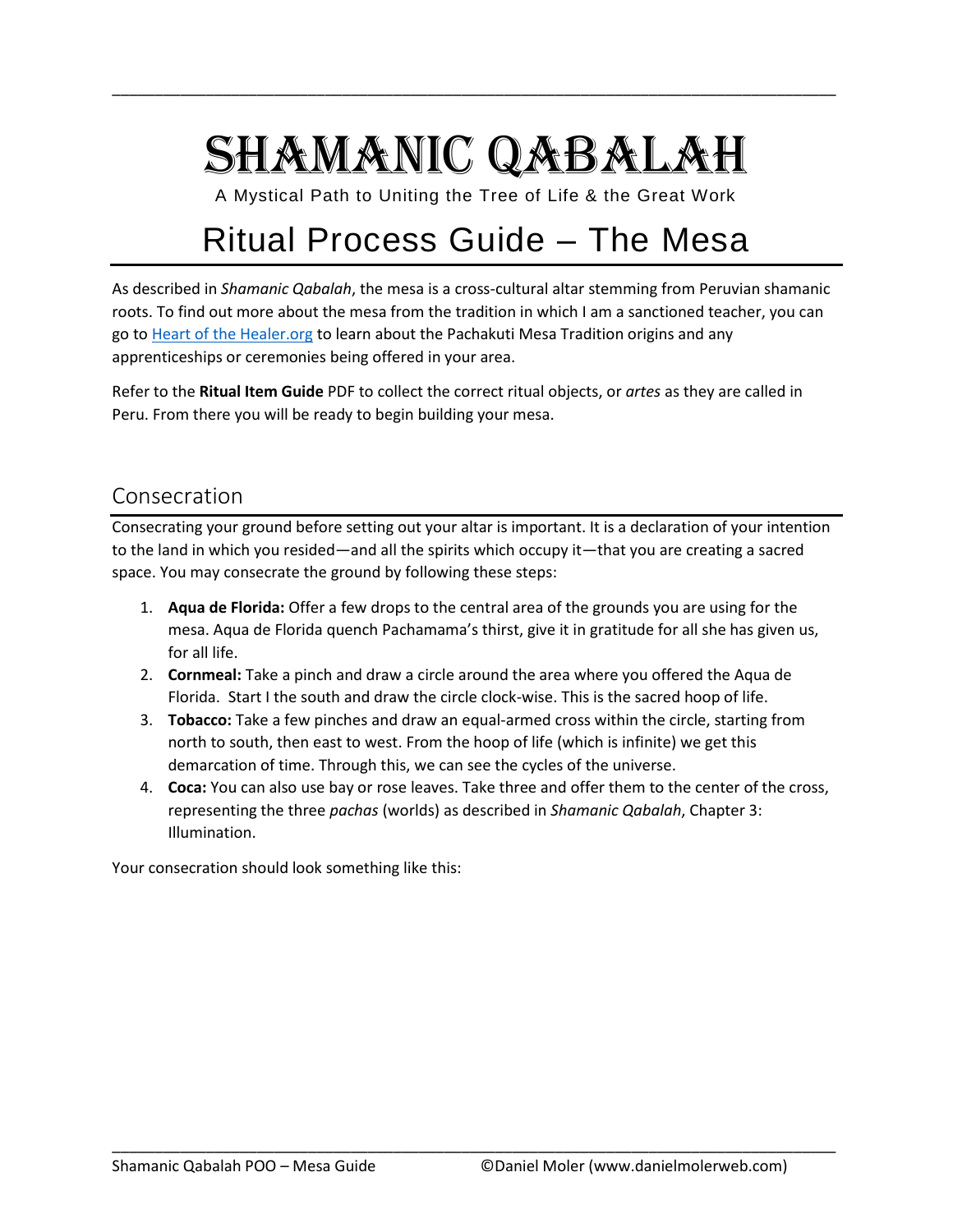# Shamanic Qabalah

A Mystical Path to Uniting the Tree of Life & the Great Work

# Ritual Process Guide – The Mesa

As described in *Shamanic Qabalah*, the mesa is a cross-cultural altar stemming from Peruvian shamanic roots. To find out more about the mesa from the tradition in which I am a sanctioned teacher, you can go to [Heart of the Healer.org](Heart of the Healer.org) to learn about the Pachakuti Mesa Tradition origins and any apprenticeships or ceremonies being offered in your area.

Refer to the **Ritual Item Guide** PDF to collect the correct ritual objects, or *artes* as they are called in Peru. From there you will be ready to begin building your mesa.

## Consecration

Consecrating your ground before setting out your altar is important. It is a declaration of your intention to the land in which you resided—and all the spirits which occupy it—that you are creating a sacred space. You may consecrate the ground by following these steps:

1. **Aqua de Florida:** Offer a few drops to the central area of the grounds you are using for the mesa. Aqua de Florida quench Pachamama's thirst, give it in gratitude for all she has given us, for all life.
2. **Cornmeal:** Take a pinch and draw a circle around the area where you offered the Aqua de Florida. Start I the south and draw the circle clock-wise. This is the sacred hoop of life.
3. **Tobacco:** Take a few pinches and draw an equal-armed cross within the circle, starting from north to south, then east to west. From the hoop of life (which is infinite) we get this demarcation of time. Through this, we can see the cycles of the universe.
4. **Coca:** You can also use bay or rose leaves. Take three and offer them to the center of the cross, representing the three *pachas* (worlds) as described in *Shamanic Qabalah*, Chapter 3: Illumination.

Your consecration should look something like this: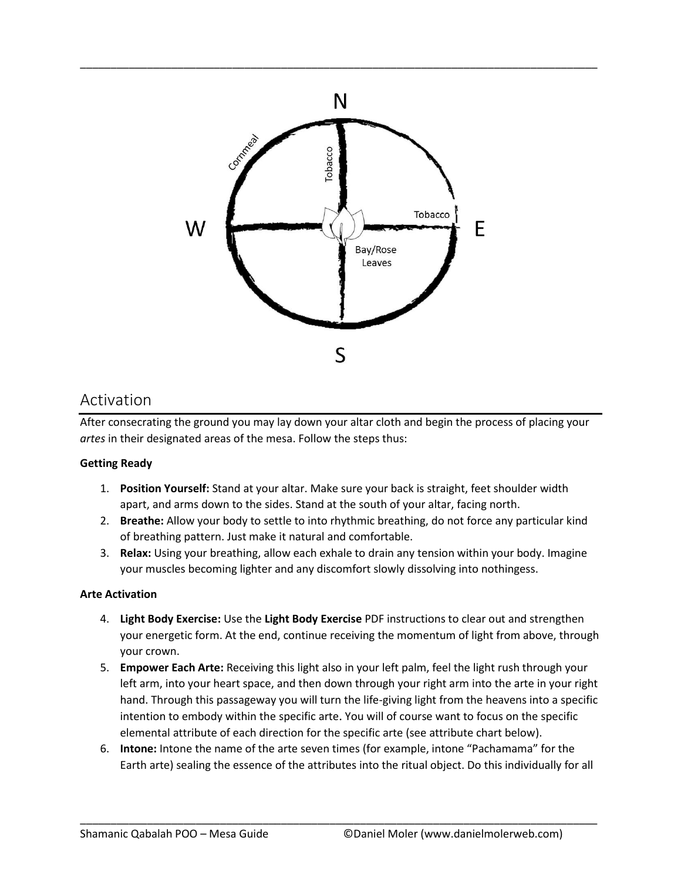## Activation

After consecrating the ground you may lay down your altar cloth and begin the process of placing your *artes* in their designated areas of the mesa. Follow the steps thus:

**Getting Ready**

1. **Position Yourself:** Stand at your altar. Make sure your back is straight, feet shoulder width apart, and arms down to the sides. Stand at the south of your altar, facing north.
2. **Breathe:** Allow your body to settle to into rhythmic breathing, do not force any particular kind of breathing pattern. Just make it natural and comfortable.
3. **Relax:** Using your breathing, allow each exhale to drain any tension within your body. Imagine your muscles becoming lighter and any discomfort slowly dissolving into nothingess.

**Arte Activation**

4. **Light Body Exercise:** Use the **Light Body Exercise** PDF instructions to clear out and strengthen your energetic form. At the end, continue receiving the momentum of light from above, through your crown.
5. **Empower Each Arte:** Receiving this light also in your left palm, feel the light rush through your left arm, into your heart space, and then down through your right arm into the arte in your right hand. Through this passageway you will turn the life-giving light from the heavens into a specific intention to embody within the specific arte. You will of course want to focus on the specific elemental attribute of each direction for the specific arte (see attribute chart below).
6. **Intone:** Intone the name of the arte seven times (for example, intone "Pachamama" for the Earth arte) sealing the essence of the attributes into the ritual object. Do this individually for all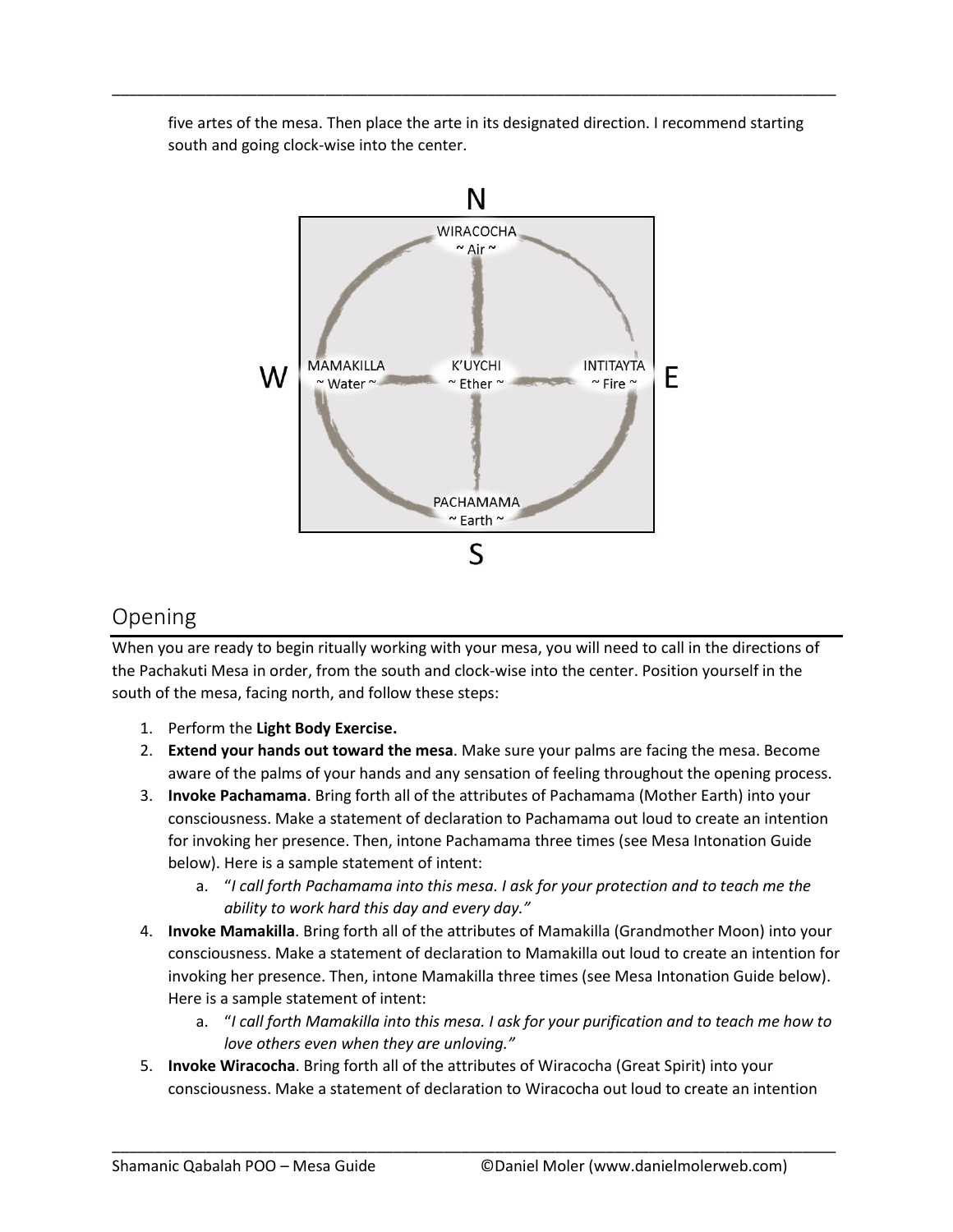five artes of the mesa. Then place the arte in its designated direction. I recommend starting south and going clock-wise into the center.

## Opening

When you are ready to begin ritually working with your mesa, you will need to call in the directions of the Pachakuti Mesa in order, from the south and clock-wise into the center. Position yourself in the south of the mesa, facing north, and follow these steps:

1. Perform the **Light Body Exercise.**
2. **Extend your hands out toward the mesa**. Make sure your palms are facing the mesa. Become aware of the palms of your hands and any sensation of feeling throughout the opening process.
3. **Invoke Pachamama**. Bring forth all of the attributes of Pachamama (Mother Earth) into your consciousness. Make a statement of declaration to Pachamama out loud to create an intention for invoking her presence. Then, intone Pachamama three times (see Mesa Intonation Guide below). Here is a sample statement of intent:
   a. "*I call forth Pachamama into this mesa. I ask for your protection and to teach me the ability to work hard this day and every day.*"
4. **Invoke Mamakilla**. Bring forth all of the attributes of Mamakilla (Grandmother Moon) into your consciousness. Make a statement of declaration to Mamakilla out loud to create an intention for invoking her presence. Then, intone Mamakilla three times (see Mesa Intonation Guide below). Here is a sample statement of intent:
   a. "*I call forth Mamakilla into this mesa. I ask for your purification and to teach me how to love others even when they are unloving.*"
5. **Invoke Wiracocha**. Bring forth all of the attributes of Wiracocha (Great Spirit) into your consciousness. Make a statement of declaration to Wiracocha out loud to create an intention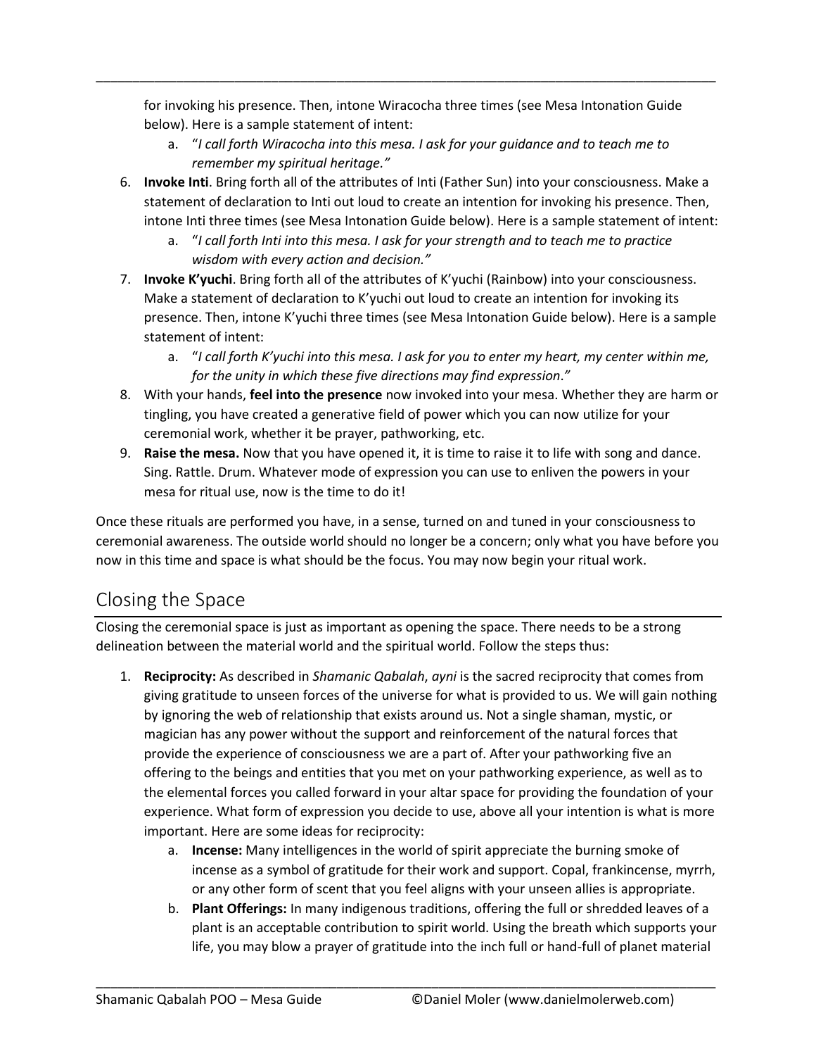for invoking his presence. Then, intone Wiracocha three times (see Mesa Intonation Guide below). Here is a sample statement of intent:

   a. "*I call forth Wiracocha into this mesa. I ask for your guidance and to teach me to remember my spiritual heritage."*

6. **Invoke Inti**. Bring forth all of the attributes of Inti (Father Sun) into your consciousness. Make a statement of declaration to Inti out loud to create an intention for invoking his presence. Then, intone Inti three times (see Mesa Intonation Guide below). Here is a sample statement of intent:
   a. "*I call forth Inti into this mesa. I ask for your strength and to teach me to practice wisdom with every action and decision."*
7. **Invoke K'yuchi**. Bring forth all of the attributes of K'yuchi (Rainbow) into your consciousness. Make a statement of declaration to K'yuchi out loud to create an intention for invoking its presence. Then, intone K'yuchi three times (see Mesa Intonation Guide below). Here is a sample statement of intent:
   a. "*I call forth K'yuchi into this mesa. I ask for you to enter my heart, my center within me, for the unity in which these five directions may find expression*."
8. With your hands, **feel into the presence** now invoked into your mesa. Whether they are harm or tingling, you have created a generative field of power which you can now utilize for your ceremonial work, whether it be prayer, pathworking, etc.
9. **Raise the mesa.** Now that you have opened it, it is time to raise it to life with song and dance. Sing. Rattle. Drum. Whatever mode of expression you can use to enliven the powers in your mesa for ritual use, now is the time to do it!

Once these rituals are performed you have, in a sense, turned on and tuned in your consciousness to ceremonial awareness. The outside world should no longer be a concern; only what you have before you now in this time and space is what should be the focus. You may now begin your ritual work.

## Closing the Space

Closing the ceremonial space is just as important as opening the space. There needs to be a strong delineation between the material world and the spiritual world. Follow the steps thus:

1. **Reciprocity:** As described in *Shamanic Qabalah*, *ayni* is the sacred reciprocity that comes from giving gratitude to unseen forces of the universe for what is provided to us. We will gain nothing by ignoring the web of relationship that exists around us. Not a single shaman, mystic, or magician has any power without the support and reinforcement of the natural forces that provide the experience of consciousness we are a part of. After your pathworking five an offering to the beings and entities that you met on your pathworking experience, as well as to the elemental forces you called forward in your altar space for providing the foundation of your experience. What form of expression you decide to use, above all your intention is what is more important. Here are some ideas for reciprocity:
   a. **Incense:** Many intelligences in the world of spirit appreciate the burning smoke of incense as a symbol of gratitude for their work and support. Copal, frankincense, myrrh, or any other form of scent that you feel aligns with your unseen allies is appropriate.
   b. **Plant Offerings:** In many indigenous traditions, offering the full or shredded leaves of a plant is an acceptable contribution to spirit world. Using the breath which supports your life, you may blow a prayer of gratitude into the inch full or hand-full of planet material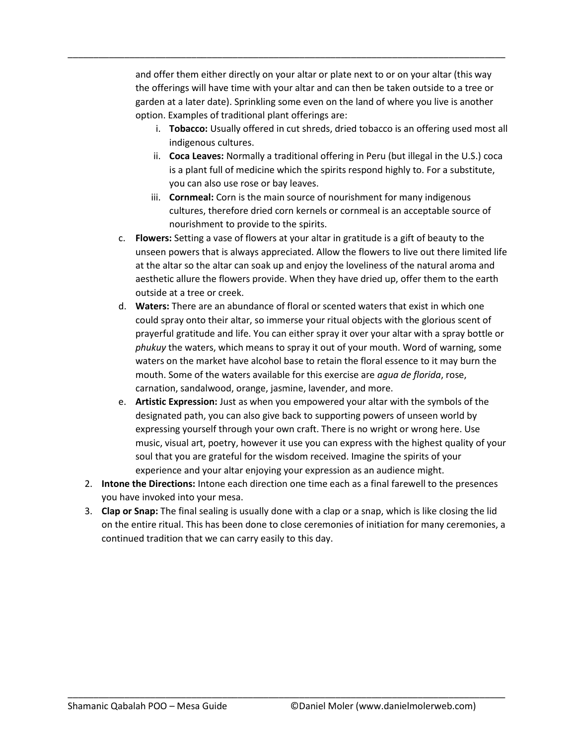and offer them either directly on your altar or plate next to or on your altar (this way the offerings will have time with your altar and can then be taken outside to a tree or garden at a later date). Sprinkling some even on the land of where you live is another option. Examples of traditional plant offerings are:

   i. **Tobacco:** Usually offered in cut shreds, dried tobacco is an offering used most all indigenous cultures.
   ii. **Coca Leaves:** Normally a traditional offering in Peru (but illegal in the U.S.) coca is a plant full of medicine which the spirits respond highly to. For a substitute, you can also use rose or bay leaves.
   iii. **Cornmeal:** Corn is the main source of nourishment for many indigenous cultures, therefore dried corn kernels or cornmeal is an acceptable source of nourishment to provide to the spirits.

c. **Flowers:** Setting a vase of flowers at your altar in gratitude is a gift of beauty to the unseen powers that is always appreciated. Allow the flowers to live out there limited life at the altar so the altar can soak up and enjoy the loveliness of the natural aroma and aesthetic allure the flowers provide. When they have dried up, offer them to the earth outside at a tree or creek.

d. **Waters:** There are an abundance of floral or scented waters that exist in which one could spray onto their altar, so immerse your ritual objects with the glorious scent of prayerful gratitude and life. You can either spray it over your altar with a spray bottle or *phukuy* the waters, which means to spray it out of your mouth. Word of warning, some waters on the market have alcohol base to retain the floral essence to it may burn the mouth. Some of the waters available for this exercise are *agua de florida*, rose, carnation, sandalwood, orange, jasmine, lavender, and more.

e. **Artistic Expression:** Just as when you empowered your altar with the symbols of the designated path, you can also give back to supporting powers of unseen world by expressing yourself through your own craft. There is no wright or wrong here. Use music, visual art, poetry, however it use you can express with the highest quality of your soul that you are grateful for the wisdom received. Imagine the spirits of your experience and your altar enjoying your expression as an audience might.

2. **Intone the Directions:** Intone each direction one time each as a final farewell to the presences you have invoked into your mesa.
3. **Clap or Snap:** The final sealing is usually done with a clap or a snap, which is like closing the lid on the entire ritual. This has been done to close ceremonies of initiation for many ceremonies, a continued tradition that we can carry easily to this day.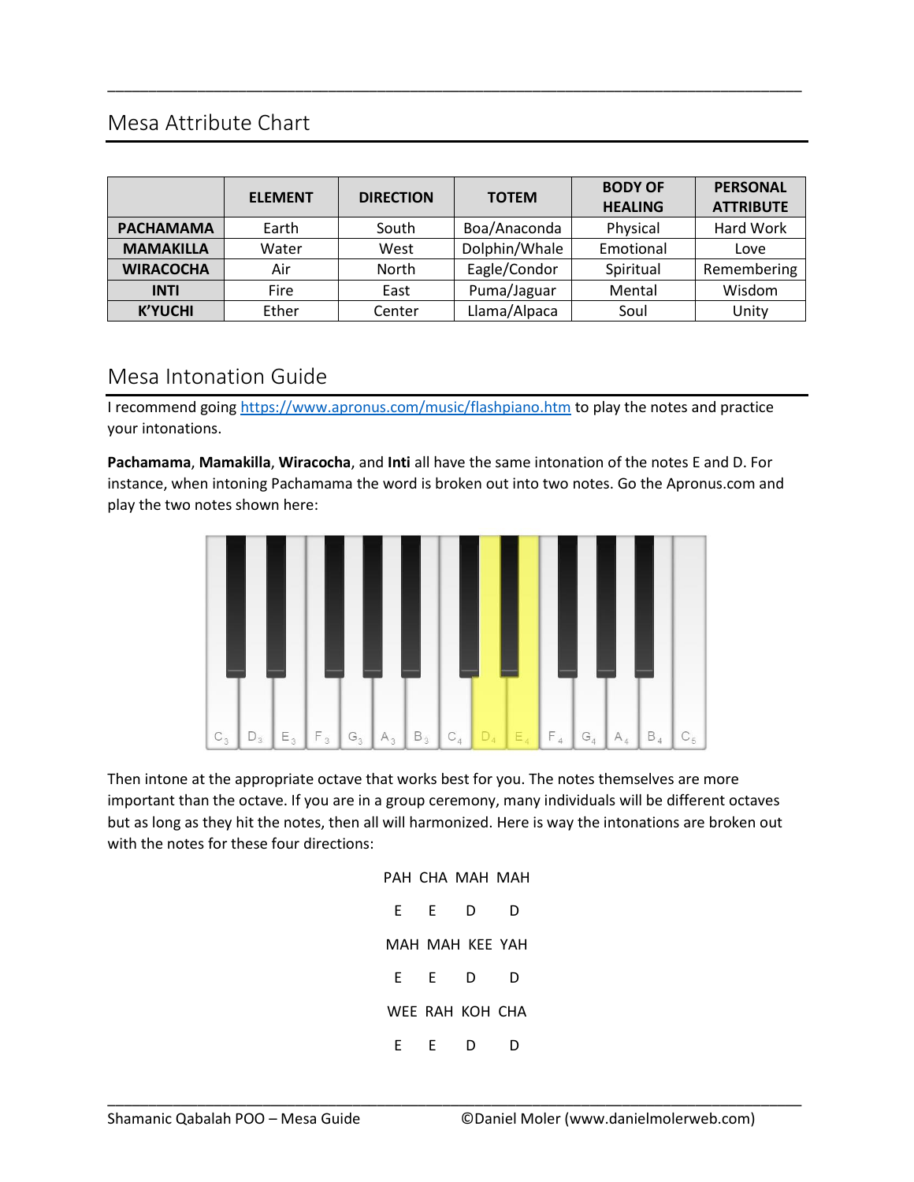## Mesa Attribute Chart

| | ELEMENT | DIRECTION | TOTEM | BODY OF HEALING | PERSONAL ATTRIBUTE |
|---|---|---|---|---|---|
| **PACHAMAMA** | Earth | South | Boa/Anaconda | Physical | Hard Work |
| **MAMAKILLA** | Water | West | Dolphin/Whale | Emotional | Love |
| **WIRACOCHA** | Air | North | Eagle/Condor | Spiritual | Remembering |
| **INTI** | Fire | East | Puma/Jaguar | Mental | Wisdom |
| **K'YUCHI** | Ether | Center | Llama/Alpaca | Soul | Unity |

## Mesa Intonation Guide

I recommend going https://www.apronus.com/music/flashpiano.htm to play the notes and practice your intonations.

**Pachamama**, **Mamakilla**, **Wiracocha**, and **Inti** all have the same intonation of the notes E and D. For instance, when intoning Pachamama the word is broken out into two notes. Go the Apronus.com and play the two notes shown here:

Then intone at the appropriate octave that works best for you. The notes themselves are more important than the octave. If you are in a group ceremony, many individuals will be different octaves but as long as they hit the notes, then all will harmonized. Here is way the intonations are broken out with the notes for these four directions:

PAH CHA MAH MAH

E E D D

MAH MAH KEE YAH

E E D D

WEE RAH KOH CHA

E E D D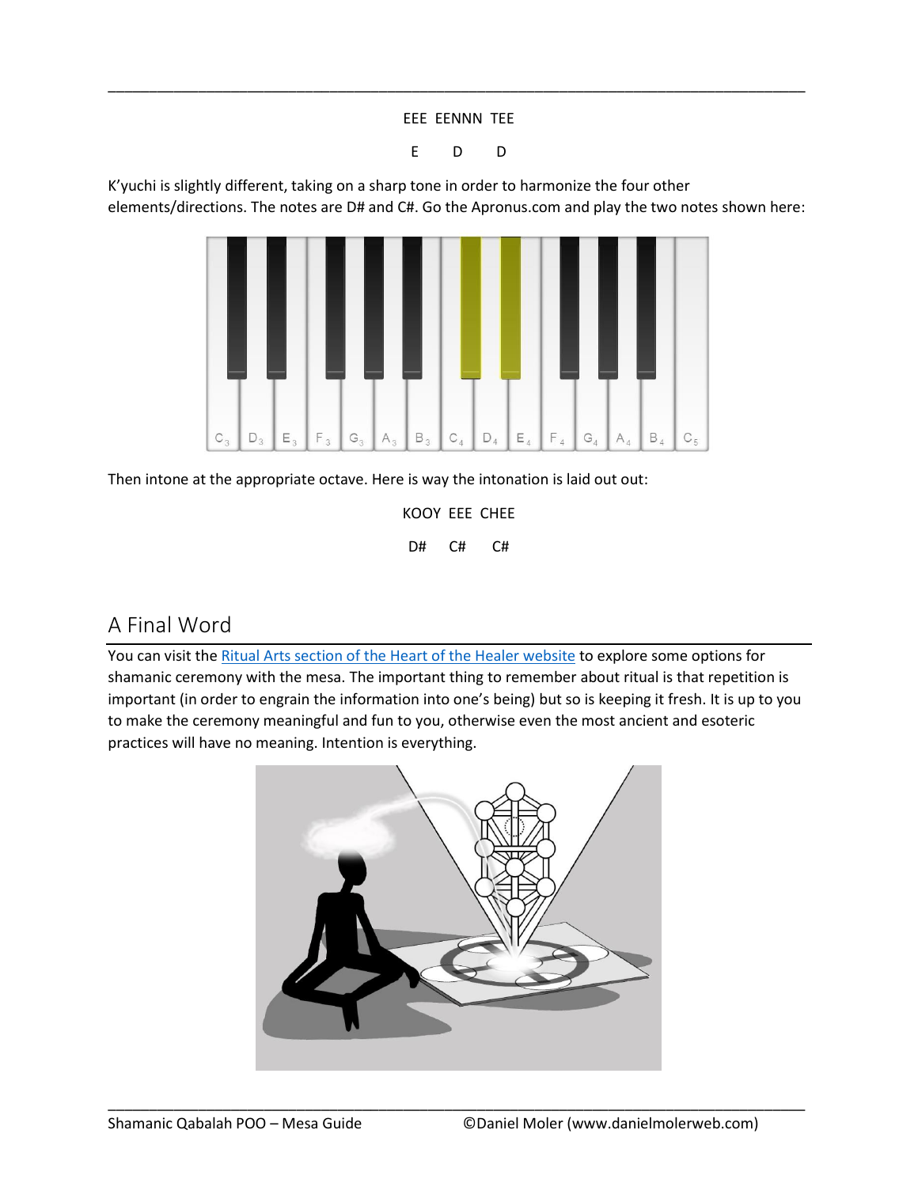EEE EENNN TEE

E D D

K'yuchi is slightly different, taking on a sharp tone in order to harmonize the four other elements/directions. The notes are D# and C#. Go the Apronus.com and play the two notes shown here:

Then intone at the appropriate octave. Here is way the intonation is laid out out:

KOOY EEE CHEE

D# C# C#

## A Final Word

You can visit the Ritual Arts section of the Heart of the Healer website to explore some options for shamanic ceremony with the mesa. The important thing to remember about ritual is that repetition is important (in order to engrain the information into one's being) but so is keeping it fresh. It is up to you to make the ceremony meaningful and fun to you, otherwise even the most ancient and esoteric practices will have no meaning. Intention is everything.